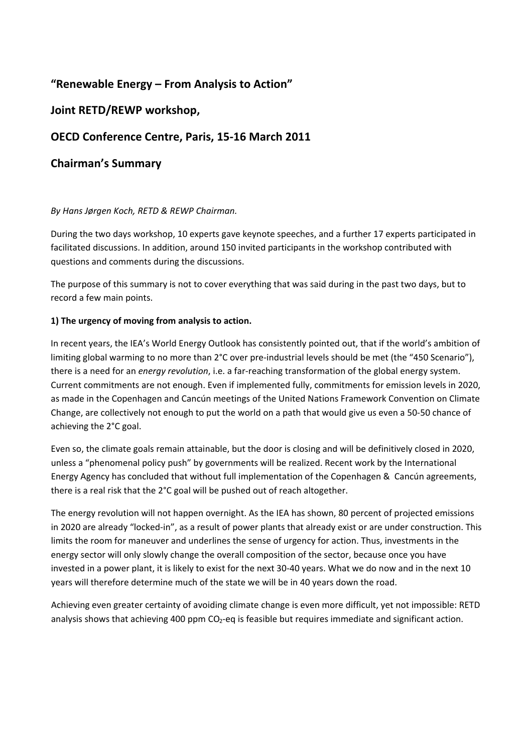## "Renewable Energy – From Analysis to Action"

## Joint RETD/REWP workshop,

## OECD Conference Centre, Paris, 15-16 March 2011

## Chairman's Summary

*By Hans Jørgen Koch, RETD & REWP Chairman.*

During the two days workshop, 10 experts gave keynote speeches, and a further 17 experts participated in facilitated discussions. In addition, around 150 invited participants in the workshop contributed with questions and comments during the discussions.

The purpose of this summary is not to cover everything that was said during in the past two days, but to record a few main points.

**1) The urgency of moving from analysis to action.**

In recent years, the IEA's World Energy Outlook has consistently pointed out, that if the world's ambition of limiting global warming to no more than 2°C over pre-industrial levels should be met (the "450 Scenario"), there is a need for an *energy revolution*, i.e. a far-reaching transformation of the global energy system. Current commitments are not enough. Even if implemented fully, commitments for emission levels in 2020, as made in the Copenhagen and Cancún meetings of the United Nations Framework Convention on Climate Change, are collectively not enough to put the world on a path that would give us even a 50-50 chance of achieving the 2°C goal.

Even so, the climate goals remain attainable, but the door is closing and will be definitively closed in 2020, unless a "phenomenal policy push" by governments will be realized. Recent work by the International Energy Agency has concluded that without full implementation of the Copenhagen & Cancún agreements, there is a real risk that the 2°C goal will be pushed out of reach altogether.

The energy revolution will not happen overnight. As the IEA has shown, 80 percent of projected emissions in 2020 are already "locked-in", as a result of power plants that already exist or are under construction. This limits the room for maneuver and underlines the sense of urgency for action. Thus, investments in the energy sector will only slowly change the overall composition of the sector, because once you have invested in a power plant, it is likely to exist for the next 30-40 years. What we do now and in the next 10 years will therefore determine much of the state we will be in 40 years down the road.

Achieving even greater certainty of avoiding climate change is even more difficult, yet not impossible: RETD analysis shows that achieving 400 ppm $CO_2$-eq is feasible but requires immediate and significant action.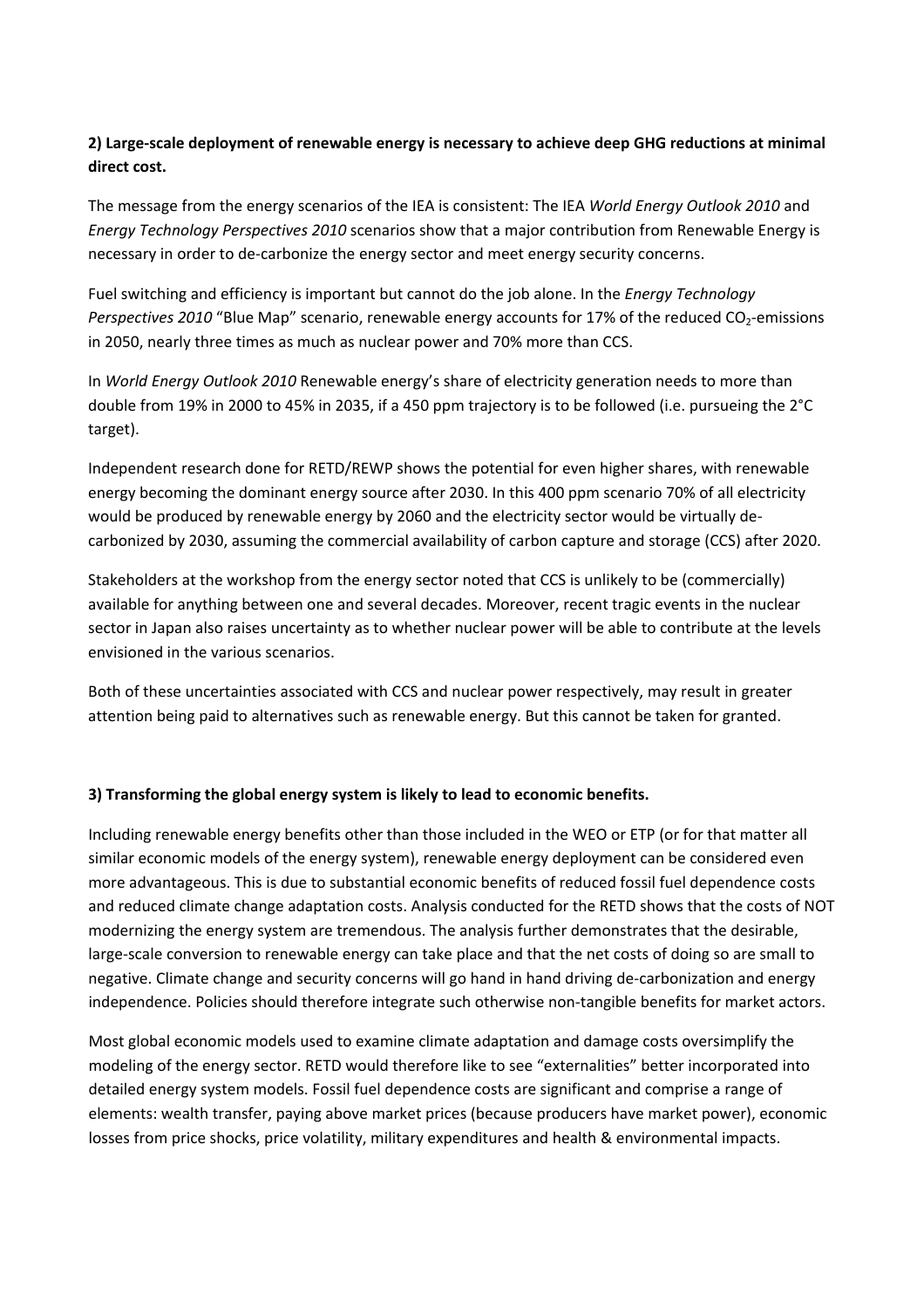**2) Large-scale deployment of renewable energy is necessary to achieve deep GHG reductions at minimal direct cost.**

The message from the energy scenarios of the IEA is consistent: The IEA *World Energy Outlook 2010* and *Energy Technology Perspectives 2010* scenarios show that a major contribution from Renewable Energy is necessary in order to de-carbonize the energy sector and meet energy security concerns.

Fuel switching and efficiency is important but cannot do the job alone. In the *Energy Technology Perspectives 2010* "Blue Map" scenario, renewable energy accounts for 17% of the reduced $CO_2$-emissions in 2050, nearly three times as much as nuclear power and 70% more than CCS.

In *World Energy Outlook 2010* Renewable energy's share of electricity generation needs to more than double from 19% in 2000 to 45% in 2035, if a 450 ppm trajectory is to be followed (i.e. pursueing the 2°C target).

Independent research done for RETD/REWP shows the potential for even higher shares, with renewable energy becoming the dominant energy source after 2030. In this 400 ppm scenario 70% of all electricity would be produced by renewable energy by 2060 and the electricity sector would be virtually de-carbonized by 2030, assuming the commercial availability of carbon capture and storage (CCS) after 2020.

Stakeholders at the workshop from the energy sector noted that CCS is unlikely to be (commercially) available for anything between one and several decades. Moreover, recent tragic events in the nuclear sector in Japan also raises uncertainty as to whether nuclear power will be able to contribute at the levels envisioned in the various scenarios.

Both of these uncertainties associated with CCS and nuclear power respectively, may result in greater attention being paid to alternatives such as renewable energy. But this cannot be taken for granted.

**3) Transforming the global energy system is likely to lead to economic benefits.**

Including renewable energy benefits other than those included in the WEO or ETP (or for that matter all similar economic models of the energy system), renewable energy deployment can be considered even more advantageous. This is due to substantial economic benefits of reduced fossil fuel dependence costs and reduced climate change adaptation costs. Analysis conducted for the RETD shows that the costs of NOT modernizing the energy system are tremendous. The analysis further demonstrates that the desirable, large-scale conversion to renewable energy can take place and that the net costs of doing so are small to negative. Climate change and security concerns will go hand in hand driving de-carbonization and energy independence. Policies should therefore integrate such otherwise non-tangible benefits for market actors.

Most global economic models used to examine climate adaptation and damage costs oversimplify the modeling of the energy sector. RETD would therefore like to see "externalities" better incorporated into detailed energy system models. Fossil fuel dependence costs are significant and comprise a range of elements: wealth transfer, paying above market prices (because producers have market power), economic losses from price shocks, price volatility, military expenditures and health & environmental impacts.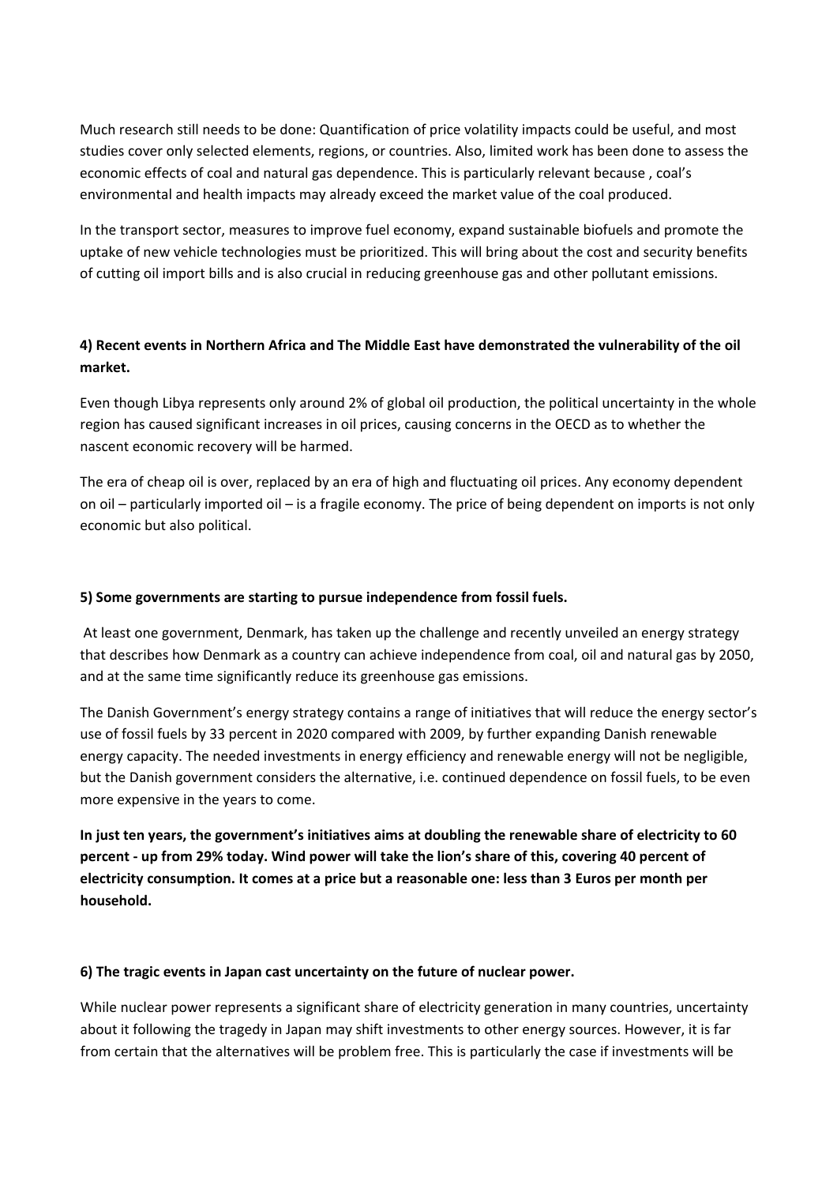Much research still needs to be done: Quantification of price volatility impacts could be useful, and most studies cover only selected elements, regions, or countries. Also, limited work has been done to assess the economic effects of coal and natural gas dependence. This is particularly relevant because , coal's environmental and health impacts may already exceed the market value of the coal produced.

In the transport sector, measures to improve fuel economy, expand sustainable biofuels and promote the uptake of new vehicle technologies must be prioritized. This will bring about the cost and security benefits of cutting oil import bills and is also crucial in reducing greenhouse gas and other pollutant emissions.

**4) Recent events in Northern Africa and The Middle East have demonstrated the vulnerability of the oil market.**

Even though Libya represents only around 2% of global oil production, the political uncertainty in the whole region has caused significant increases in oil prices, causing concerns in the OECD as to whether the nascent economic recovery will be harmed.

The era of cheap oil is over, replaced by an era of high and fluctuating oil prices. Any economy dependent on oil – particularly imported oil – is a fragile economy. The price of being dependent on imports is not only economic but also political.

**5) Some governments are starting to pursue independence from fossil fuels.**

At least one government, Denmark, has taken up the challenge and recently unveiled an energy strategy that describes how Denmark as a country can achieve independence from coal, oil and natural gas by 2050, and at the same time significantly reduce its greenhouse gas emissions.

The Danish Government's energy strategy contains a range of initiatives that will reduce the energy sector's use of fossil fuels by 33 percent in 2020 compared with 2009, by further expanding Danish renewable energy capacity. The needed investments in energy efficiency and renewable energy will not be negligible, but the Danish government considers the alternative, i.e. continued dependence on fossil fuels, to be even more expensive in the years to come.

**In just ten years, the government's initiatives aims at doubling the renewable share of electricity to 60 percent - up from 29% today. Wind power will take the lion's share of this, covering 40 percent of electricity consumption. It comes at a price but a reasonable one: less than 3 Euros per month per household.**

**6) The tragic events in Japan cast uncertainty on the future of nuclear power.**

While nuclear power represents a significant share of electricity generation in many countries, uncertainty about it following the tragedy in Japan may shift investments to other energy sources. However, it is far from certain that the alternatives will be problem free. This is particularly the case if investments will be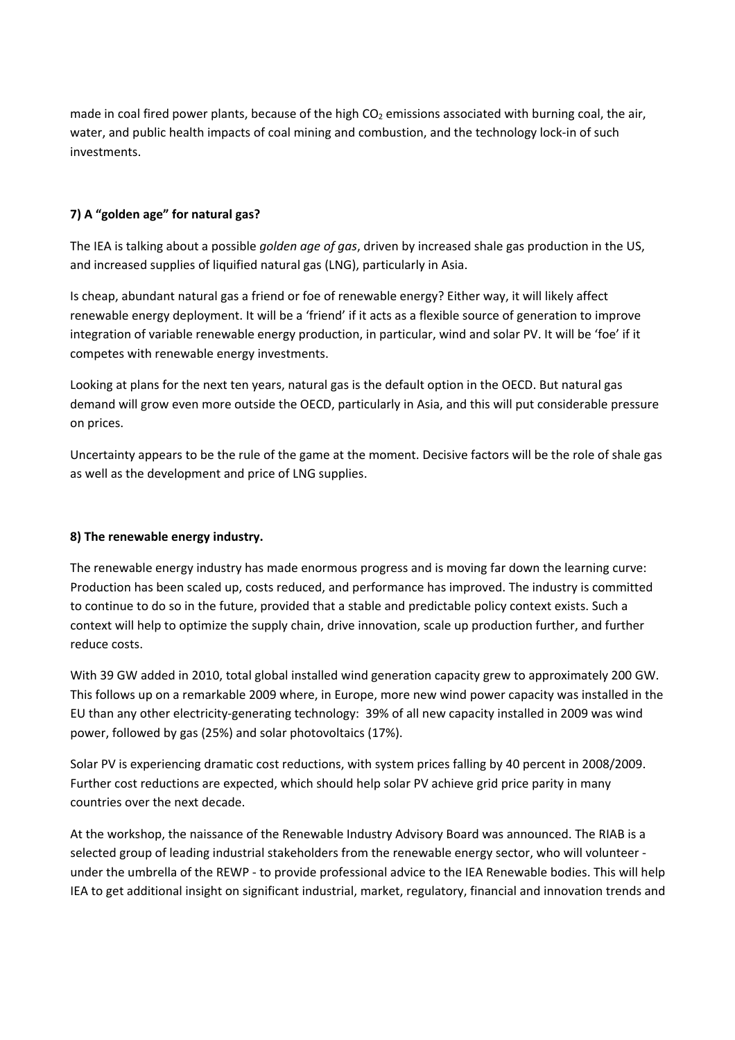made in coal fired power plants, because of the high $CO_2$ emissions associated with burning coal, the air, water, and public health impacts of coal mining and combustion, and the technology lock-in of such investments.

#### 7) A "golden age" for natural gas?

The IEA is talking about a possible *golden age of gas*, driven by increased shale gas production in the US, and increased supplies of liquified natural gas (LNG), particularly in Asia.

Is cheap, abundant natural gas a friend or foe of renewable energy? Either way, it will likely affect renewable energy deployment. It will be a 'friend' if it acts as a flexible source of generation to improve integration of variable renewable energy production, in particular, wind and solar PV. It will be 'foe' if it competes with renewable energy investments.

Looking at plans for the next ten years, natural gas is the default option in the OECD. But natural gas demand will grow even more outside the OECD, particularly in Asia, and this will put considerable pressure on prices.

Uncertainty appears to be the rule of the game at the moment. Decisive factors will be the role of shale gas as well as the development and price of LNG supplies.

#### 8) The renewable energy industry.

The renewable energy industry has made enormous progress and is moving far down the learning curve: Production has been scaled up, costs reduced, and performance has improved. The industry is committed to continue to do so in the future, provided that a stable and predictable policy context exists. Such a context will help to optimize the supply chain, drive innovation, scale up production further, and further reduce costs.

With 39 GW added in 2010, total global installed wind generation capacity grew to approximately 200 GW. This follows up on a remarkable 2009 where, in Europe, more new wind power capacity was installed in the EU than any other electricity-generating technology: 39% of all new capacity installed in 2009 was wind power, followed by gas (25%) and solar photovoltaics (17%).

Solar PV is experiencing dramatic cost reductions, with system prices falling by 40 percent in 2008/2009. Further cost reductions are expected, which should help solar PV achieve grid price parity in many countries over the next decade.

At the workshop, the naissance of the Renewable Industry Advisory Board was announced. The RIAB is a selected group of leading industrial stakeholders from the renewable energy sector, who will volunteer - under the umbrella of the REWP - to provide professional advice to the IEA Renewable bodies. This will help IEA to get additional insight on significant industrial, market, regulatory, financial and innovation trends and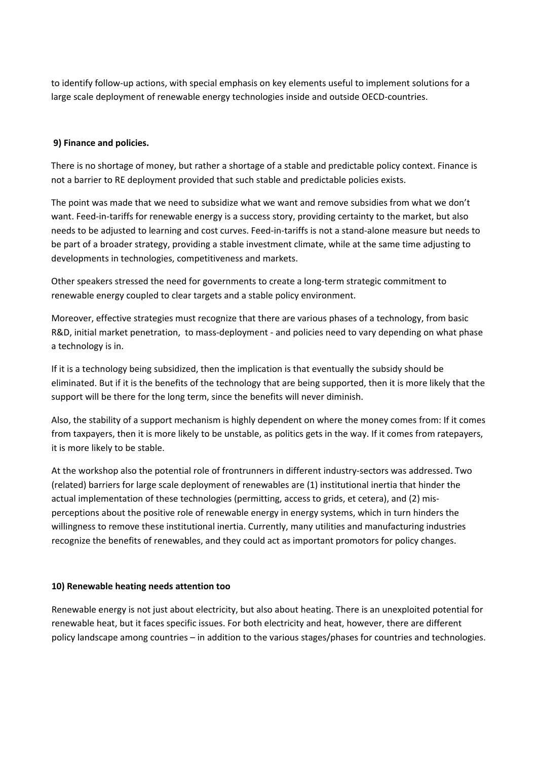to identify follow-up actions, with special emphasis on key elements useful to implement solutions for a large scale deployment of renewable energy technologies inside and outside OECD-countries.

**9) Finance and policies.**

There is no shortage of money, but rather a shortage of a stable and predictable policy context. Finance is not a barrier to RE deployment provided that such stable and predictable policies exists.

The point was made that we need to subsidize what we want and remove subsidies from what we don't want. Feed-in-tariffs for renewable energy is a success story, providing certainty to the market, but also needs to be adjusted to learning and cost curves. Feed-in-tariffs is not a stand-alone measure but needs to be part of a broader strategy, providing a stable investment climate, while at the same time adjusting to developments in technologies, competitiveness and markets.

Other speakers stressed the need for governments to create a long-term strategic commitment to renewable energy coupled to clear targets and a stable policy environment.

Moreover, effective strategies must recognize that there are various phases of a technology, from basic R&D, initial market penetration, to mass-deployment - and policies need to vary depending on what phase a technology is in.

If it is a technology being subsidized, then the implication is that eventually the subsidy should be eliminated. But if it is the benefits of the technology that are being supported, then it is more likely that the support will be there for the long term, since the benefits will never diminish.

Also, the stability of a support mechanism is highly dependent on where the money comes from: If it comes from taxpayers, then it is more likely to be unstable, as politics gets in the way. If it comes from ratepayers, it is more likely to be stable.

At the workshop also the potential role of frontrunners in different industry-sectors was addressed. Two (related) barriers for large scale deployment of renewables are (1) institutional inertia that hinder the actual implementation of these technologies (permitting, access to grids, et cetera), and (2) mis-perceptions about the positive role of renewable energy in energy systems, which in turn hinders the willingness to remove these institutional inertia. Currently, many utilities and manufacturing industries recognize the benefits of renewables, and they could act as important promotors for policy changes.

**10) Renewable heating needs attention too**

Renewable energy is not just about electricity, but also about heating. There is an unexploited potential for renewable heat, but it faces specific issues. For both electricity and heat, however, there are different policy landscape among countries – in addition to the various stages/phases for countries and technologies.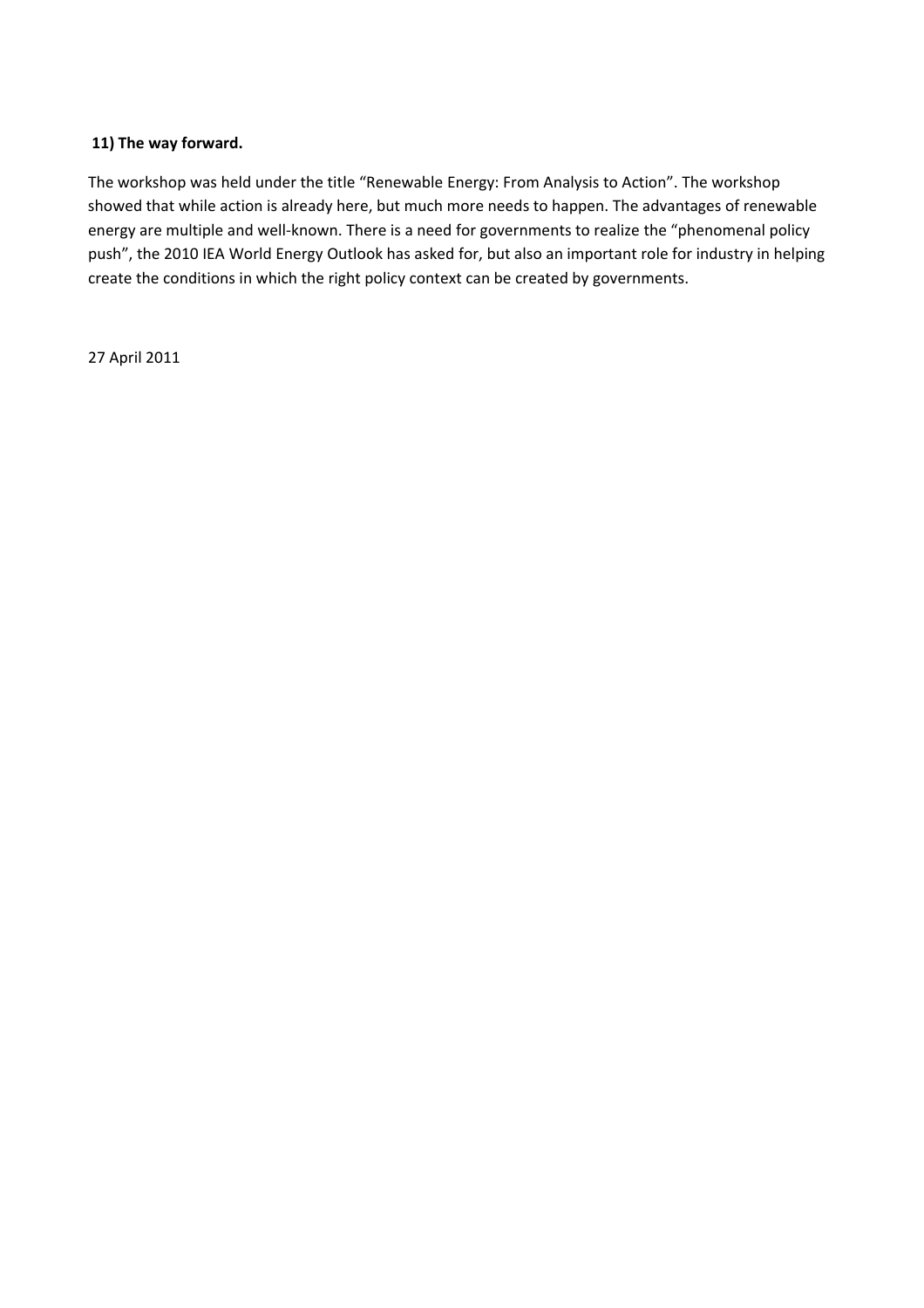**11) The way forward.**

The workshop was held under the title "Renewable Energy: From Analysis to Action". The workshop showed that while action is already here, but much more needs to happen. The advantages of renewable energy are multiple and well-known. There is a need for governments to realize the "phenomenal policy push", the 2010 IEA World Energy Outlook has asked for, but also an important role for industry in helping create the conditions in which the right policy context can be created by governments.

27 April 2011